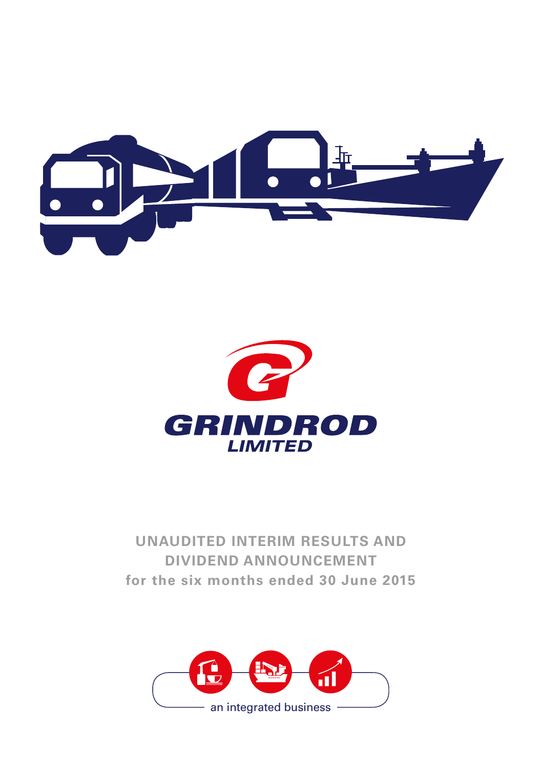GRINDROD

LIMITED

# UNAUDITED INTERIM RESULTS AND DIVIDEND ANNOUNCEMENT

**for the six months ended 30 June 2015**

an integrated business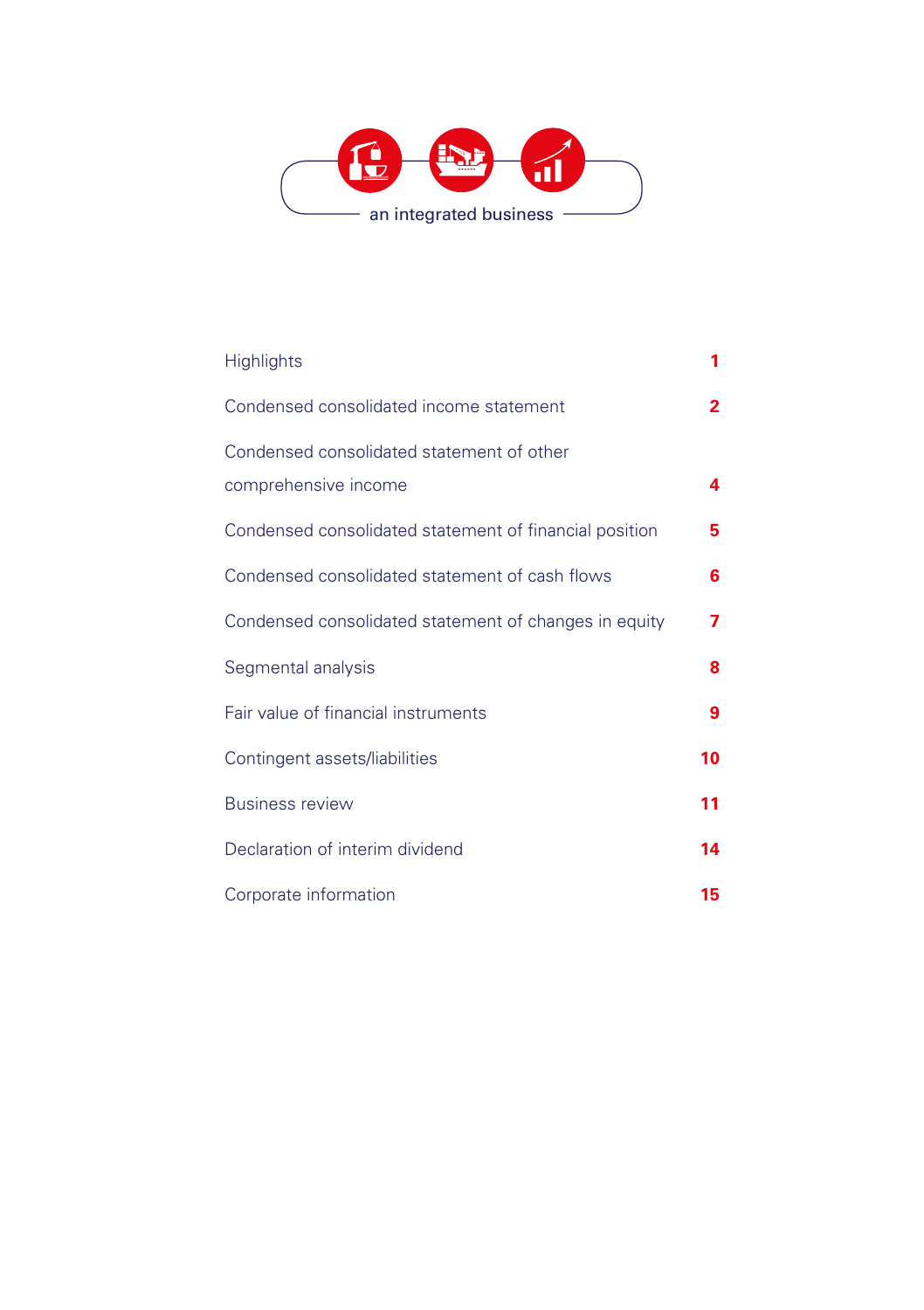an integrated business

| | |
|---|---|
| Highlights | 1 |
| Condensed consolidated income statement | 2 |
| Condensed consolidated statement of other comprehensive income | 4 |
| Condensed consolidated statement of financial position | 5 |
| Condensed consolidated statement of cash flows | 6 |
| Condensed consolidated statement of changes in equity | 7 |
| Segmental analysis | 8 |
| Fair value of financial instruments | 9 |
| Contingent assets/liabilities | 10 |
| Business review | 11 |
| Declaration of interim dividend | 14 |
| Corporate information | 15 |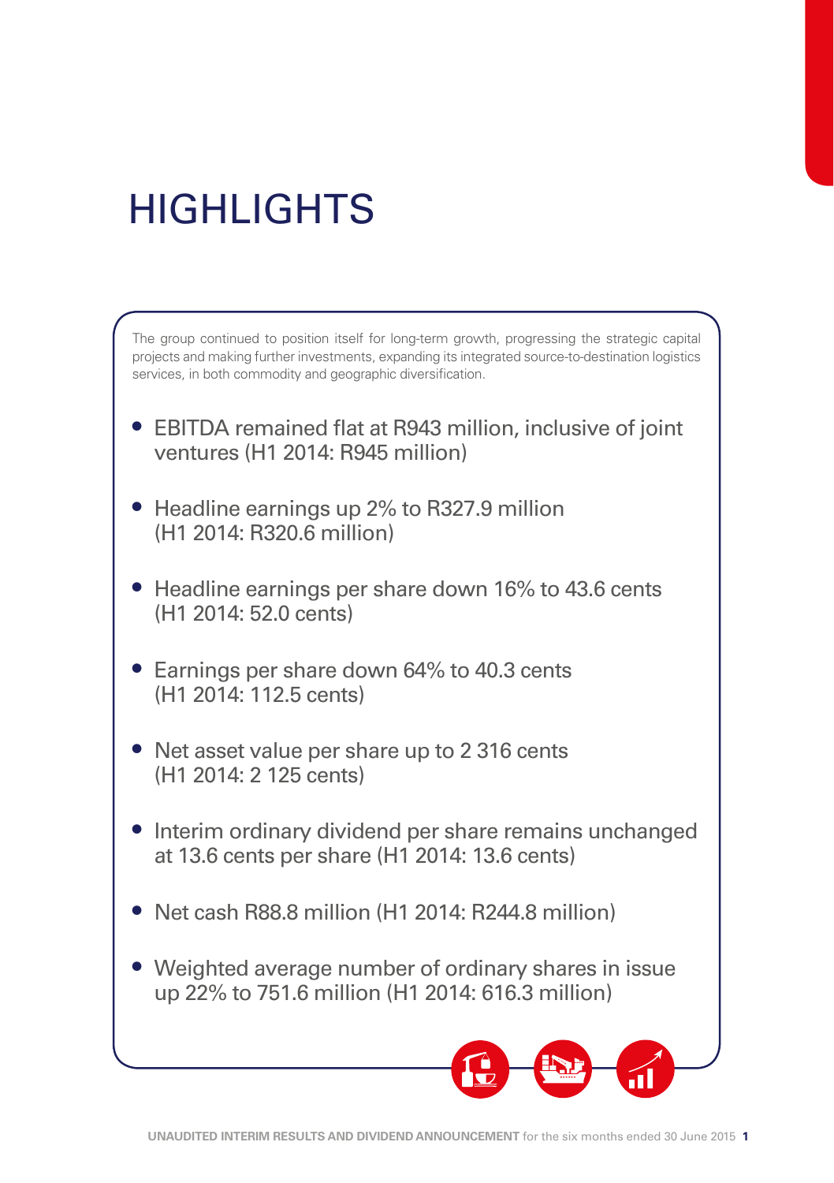# HIGHLIGHTS

The group continued to position itself for long-term growth, progressing the strategic capital projects and making further investments, expanding its integrated source-to-destination logistics services, in both commodity and geographic diversification.

- EBITDA remained flat at R943 million, inclusive of joint ventures (H1 2014: R945 million)
- Headline earnings up 2% to R327.9 million (H1 2014: R320.6 million)
- Headline earnings per share down 16% to 43.6 cents (H1 2014: 52.0 cents)
- Earnings per share down 64% to 40.3 cents (H1 2014: 112.5 cents)
- Net asset value per share up to 2 316 cents (H1 2014: 2 125 cents)
- Interim ordinary dividend per share remains unchanged at 13.6 cents per share (H1 2014: 13.6 cents)
- Net cash R88.8 million (H1 2014: R244.8 million)
- Weighted average number of ordinary shares in issue up 22% to 751.6 million (H1 2014: 616.3 million)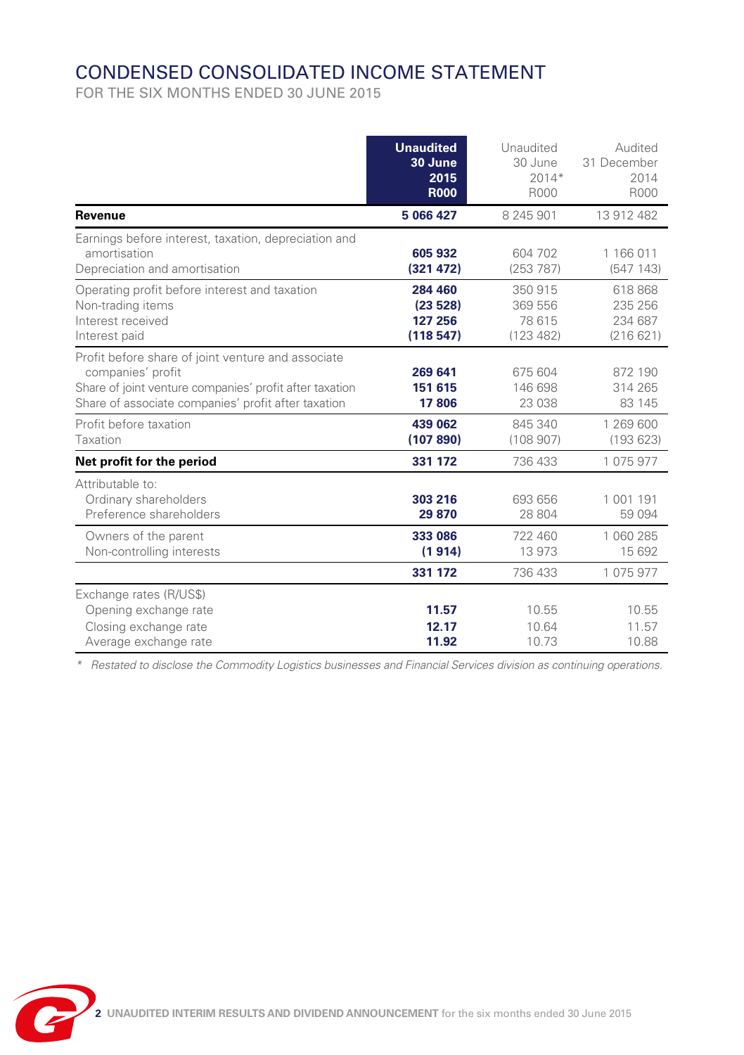# CONDENSED CONSOLIDATED INCOME STATEMENT

FOR THE SIX MONTHS ENDED 30 JUNE 2015

| | **Unaudited 30 June 2015 R000** | Unaudited 30 June 2014* R000 | Audited 31 December 2014 R000 |
|---|---|---|---|
| **Revenue** | **5 066 427** | 8 245 901 | 13 912 482 |
| Earnings before interest, taxation, depreciation and amortisation | **605 932** | 604 702 | 1 166 011 |
| Depreciation and amortisation | **(321 472)** | (253 787) | (547 143) |
| Operating profit before interest and taxation | **284 460** | 350 915 | 618 868 |
| Non-trading items | **(23 528)** | 369 556 | 235 256 |
| Interest received | **127 256** | 78 615 | 234 687 |
| Interest paid | **(118 547)** | (123 482) | (216 621) |
| Profit before share of joint venture and associate companies' profit | **269 641** | 675 604 | 872 190 |
| Share of joint venture companies' profit after taxation | **151 615** | 146 698 | 314 265 |
| Share of associate companies' profit after taxation | **17 806** | 23 038 | 83 145 |
| Profit before taxation | **439 062** | 845 340 | 1 269 600 |
| Taxation | **(107 890)** | (108 907) | (193 623) |
| **Net profit for the period** | **331 172** | 736 433 | 1 075 977 |
| Attributable to: | | | |
| Ordinary shareholders | **303 216** | 693 656 | 1 001 191 |
| Preference shareholders | **29 870** | 28 804 | 59 094 |
| Owners of the parent | **333 086** | 722 460 | 1 060 285 |
| Non-controlling interests | **(1 914)** | 13 973 | 15 692 |
| | **331 172** | 736 433 | 1 075 977 |
| Exchange rates (R/US$) | | | |
| Opening exchange rate | **11.57** | 10.55 | 10.55 |
| Closing exchange rate | **12.17** | 10.64 | 11.57 |
| Average exchange rate | **11.92** | 10.73 | 10.88 |

* *Restated to disclose the Commodity Logistics businesses and Financial Services division as continuing operations.*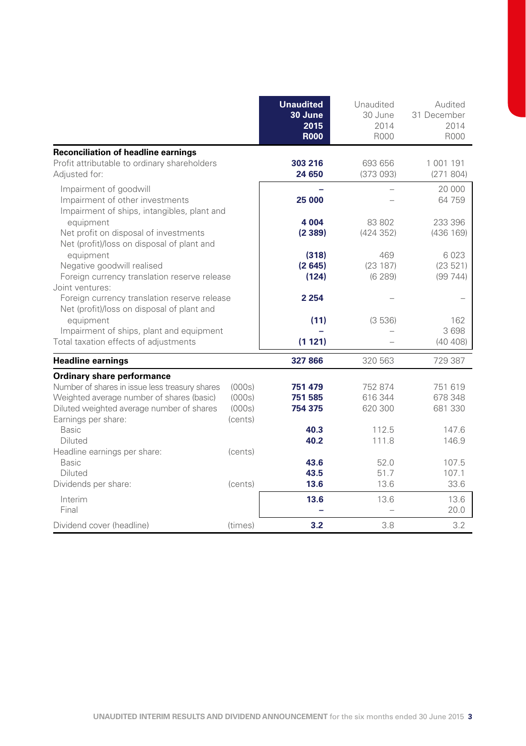| | | Unaudited 30 June 2015 R000 | Unaudited 30 June 2014 R000 | Audited 31 December 2014 R000 |
|---|---|---|---|---|
| **Reconciliation of headline earnings** | | | | |
| Profit attributable to ordinary shareholders | | **303 216** | 693 656 | 1 001 191 |
| Adjusted for: | | **24 650** | (373 093) | (271 804) |
| Impairment of goodwill | | **–** | – | 20 000 |
| Impairment of other investments | | **25 000** | – | 64 759 |
| Impairment of ships, intangibles, plant and equipment | | **4 004** | 83 802 | 233 396 |
| Net profit on disposal of investments | | **(2 389)** | (424 352) | (436 169) |
| Net (profit)/loss on disposal of plant and equipment | | **(318)** | 469 | 6 023 |
| Negative goodwill realised | | **(2 645)** | (23 187) | (23 521) |
| Foreign currency translation reserve release | | **(124)** | (6 289) | (99 744) |
| Joint ventures: | | | | |
| Foreign currency translation reserve release | | **2 254** | – | – |
| Net (profit)/loss on disposal of plant and equipment | | **(11)** | (3 536) | 162 |
| Impairment of ships, plant and equipment | | **–** | – | 3 698 |
| Total taxation effects of adjustments | | **(1 121)** | – | (40 408) |
| **Headline earnings** | | **327 866** | 320 563 | 729 387 |
| **Ordinary share performance** | | | | |
| Number of shares in issue less treasury shares | (000s) | **751 479** | 752 874 | 751 619 |
| Weighted average number of shares (basic) | (000s) | **751 585** | 616 344 | 678 348 |
| Diluted weighted average number of shares | (000s) | **754 375** | 620 300 | 681 330 |
| Earnings per share: | (cents) | | | |
| Basic | | **40.3** | 112.5 | 147.6 |
| Diluted | | **40.2** | 111.8 | 146.9 |
| Headline earnings per share: | (cents) | | | |
| Basic | | **43.6** | 52.0 | 107.5 |
| Diluted | | **43.5** | 51.7 | 107.1 |
| Dividends per share: | (cents) | **13.6** | 13.6 | 33.6 |
| Interim | | **13.6** | 13.6 | 13.6 |
| Final | | **–** | – | 20.0 |
| Dividend cover (headline) | (times) | **3.2** | 3.8 | 3.2 |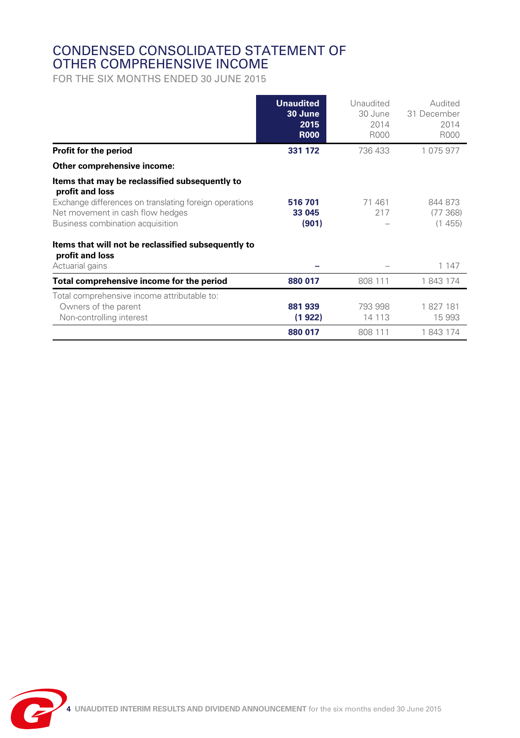# CONDENSED CONSOLIDATED STATEMENT OF OTHER COMPREHENSIVE INCOME

FOR THE SIX MONTHS ENDED 30 JUNE 2015

| | **Unaudited 30 June 2015 R000** | Unaudited 30 June 2014 R000 | Audited 31 December 2014 R000 |
|---|---|---|---|
| **Profit for the period** | **331 172** | 736 433 | 1 075 977 |
| **Other comprehensive income:** | | | |
| **Items that may be reclassified subsequently to profit and loss** | | | |
| Exchange differences on translating foreign operations | **516 701** | 71 461 | 844 873 |
| Net movement in cash flow hedges | **33 045** | 217 | (77 368) |
| Business combination acquisition | **(901)** | – | (1 455) |
| **Items that will not be reclassified subsequently to profit and loss** | | | |
| Actuarial gains | **–** | – | 1 147 |
| **Total comprehensive income for the period** | **880 017** | 808 111 | 1 843 174 |
| Total comprehensive income attributable to: | | | |
| Owners of the parent | **881 939** | 793 998 | 1 827 181 |
| Non-controlling interest | **(1 922)** | 14 113 | 15 993 |
| | **880 017** | 808 111 | 1 843 174 |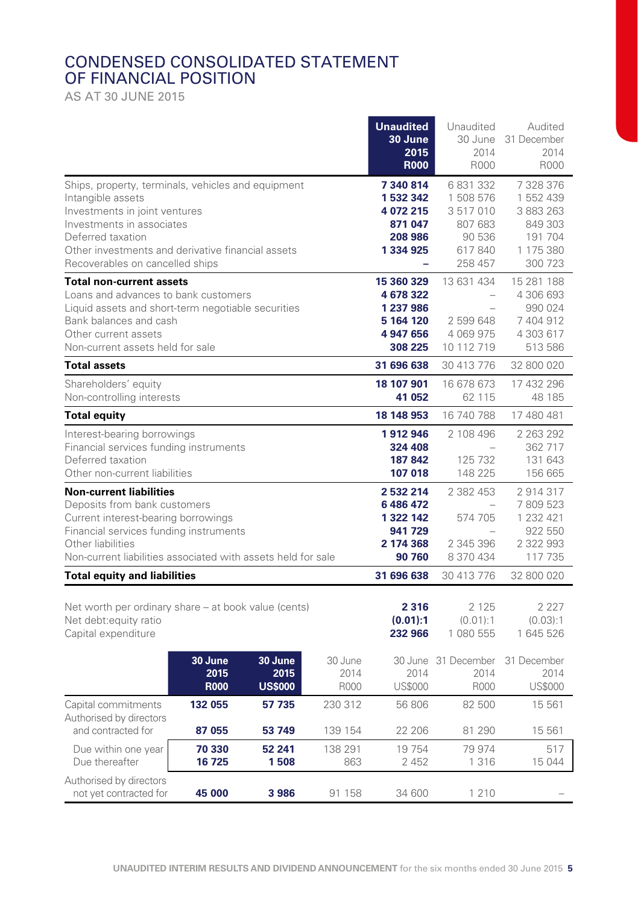# CONDENSED CONSOLIDATED STATEMENT OF FINANCIAL POSITION

AS AT 30 JUNE 2015

| | **Unaudited 30 June 2015 R000** | Unaudited 30 June 2014 R000 | Audited 31 December 2014 R000 |
|---|---|---|---|
| Ships, property, terminals, vehicles and equipment | **7 340 814** | 6 831 332 | 7 328 376 |
| Intangible assets | **1 532 342** | 1 508 576 | 1 552 439 |
| Investments in joint ventures | **4 072 215** | 3 517 010 | 3 883 263 |
| Investments in associates | **871 047** | 807 683 | 849 303 |
| Deferred taxation | **208 986** | 90 536 | 191 704 |
| Other investments and derivative financial assets | **1 334 925** | 617 840 | 1 175 380 |
| Recoverables on cancelled ships | **–** | 258 457 | 300 723 |
| **Total non-current assets** | **15 360 329** | 13 631 434 | 15 281 188 |
| Loans and advances to bank customers | **4 678 322** | – | 4 306 693 |
| Liquid assets and short-term negotiable securities | **1 237 986** | – | 990 024 |
| Bank balances and cash | **5 164 120** | 2 599 648 | 7 404 912 |
| Other current assets | **4 947 656** | 4 069 975 | 4 303 617 |
| Non-current assets held for sale | **308 225** | 10 112 719 | 513 586 |
| **Total assets** | **31 696 638** | 30 413 776 | 32 800 020 |
| Shareholders' equity | **18 107 901** | 16 678 673 | 17 432 296 |
| Non-controlling interests | **41 052** | 62 115 | 48 185 |
| **Total equity** | **18 148 953** | 16 740 788 | 17 480 481 |
| Interest-bearing borrowings | **1 912 946** | 2 108 496 | 2 263 292 |
| Financial services funding instruments | **324 408** | – | 362 717 |
| Deferred taxation | **187 842** | 125 732 | 131 643 |
| Other non-current liabilities | **107 018** | 148 225 | 156 665 |
| **Non-current liabilities** | **2 532 214** | 2 382 453 | 2 914 317 |
| Deposits from bank customers | **6 486 472** | – | 7 809 523 |
| Current interest-bearing borrowings | **1 322 142** | 574 705 | 1 232 421 |
| Financial services funding instruments | **941 729** | – | 922 550 |
| Other liabilities | **2 174 368** | 2 345 396 | 2 322 993 |
| Non-current liabilities associated with assets held for sale | **90 760** | 8 370 434 | 117 735 |
| **Total equity and liabilities** | **31 696 638** | 30 413 776 | 32 800 020 |
| Net worth per ordinary share – at book value (cents) | **2 316** | 2 125 | 2 227 |
| Net debt:equity ratio | **(0.01):1** | (0.01):1 | (0.03):1 |
| Capital expenditure | **232 966** | 1 080 555 | 1 645 526 |

| | **30 June 2015 R000** | **30 June 2015 US$000** | 30 June 2014 R000 | 30 June 2014 US$000 | 31 December 2014 R000 | 31 December 2014 US$000 |
|---|---|---|---|---|---|---|
| Capital commitments | **132 055** | **57 735** | 230 312 | 56 806 | 82 500 | 15 561 |
| Authorised by directors and contracted for | **87 055** | **53 749** | 139 154 | 22 206 | 81 290 | 15 561 |
| Due within one year | **70 330** | **52 241** | 138 291 | 19 754 | 79 974 | 517 |
| Due thereafter | **16 725** | **1 508** | 863 | 2 452 | 1 316 | 15 044 |
| Authorised by directors not yet contracted for | **45 000** | **3 986** | 91 158 | 34 600 | 1 210 | – |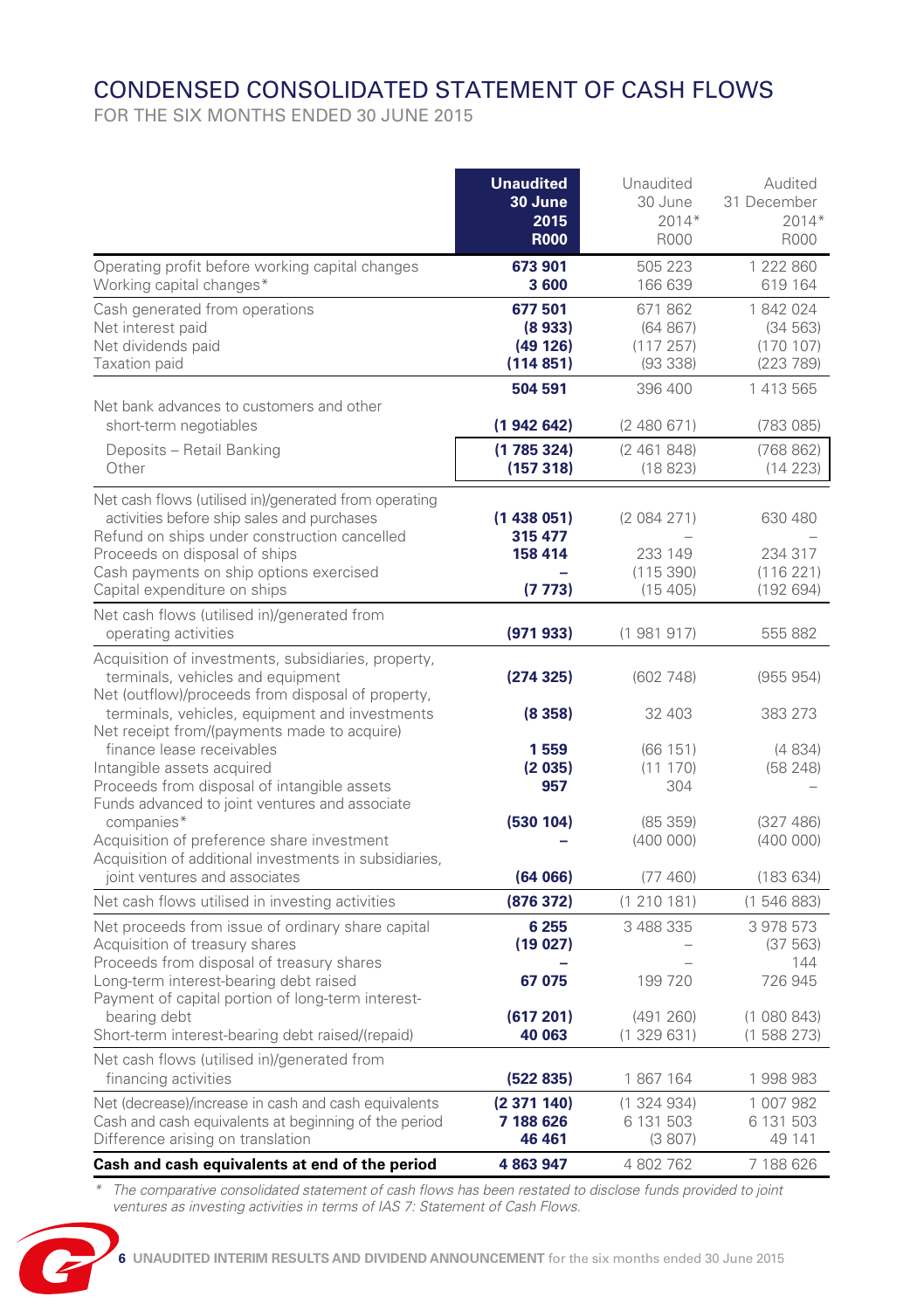# CONDENSED CONSOLIDATED STATEMENT OF CASH FLOWS

FOR THE SIX MONTHS ENDED 30 JUNE 2015

| | **Unaudited 30 June 2015 R000** | Unaudited 30 June 2014* R000 | Audited 31 December 2014* R000 |
|---|---|---|---|
| Operating profit before working capital changes | **673 901** | 505 223 | 1 222 860 |
| Working capital changes* | **3 600** | 166 639 | 619 164 |
| Cash generated from operations | **677 501** | 671 862 | 1 842 024 |
| Net interest paid | **(8 933)** | (64 867) | (34 563) |
| Net dividends paid | **(49 126)** | (117 257) | (170 107) |
| Taxation paid | **(114 851)** | (93 338) | (223 789) |
| | **504 591** | 396 400 | 1 413 565 |
| Net bank advances to customers and other short-term negotiables | **(1 942 642)** | (2 480 671) | (783 085) |
| Deposits – Retail Banking | **(1 785 324)** | (2 461 848) | (768 862) |
| Other | **(157 318)** | (18 823) | (14 223) |
| Net cash flows (utilised in)/generated from operating activities before ship sales and purchases | **(1 438 051)** | (2 084 271) | 630 480 |
| Refund on ships under construction cancelled | **315 477** | – | – |
| Proceeds on disposal of ships | **158 414** | 233 149 | 234 317 |
| Cash payments on ship options exercised | **–** | (115 390) | (116 221) |
| Capital expenditure on ships | **(7 773)** | (15 405) | (192 694) |
| Net cash flows (utilised in)/generated from operating activities | **(971 933)** | (1 981 917) | 555 882 |
| Acquisition of investments, subsidiaries, property, terminals, vehicles and equipment | **(274 325)** | (602 748) | (955 954) |
| Net (outflow)/proceeds from disposal of property, terminals, vehicles, equipment and investments | **(8 358)** | 32 403 | 383 273 |
| Net receipt from/(payments made to acquire) finance lease receivables | **1 559** | (66 151) | (4 834) |
| Intangible assets acquired | **(2 035)** | (11 170) | (58 248) |
| Proceeds from disposal of intangible assets | **957** | 304 | – |
| Funds advanced to joint ventures and associate companies* | **(530 104)** | (85 359) | (327 486) |
| Acquisition of preference share investment | **–** | (400 000) | (400 000) |
| Acquisition of additional investments in subsidiaries, joint ventures and associates | **(64 066)** | (77 460) | (183 634) |
| Net cash flows utilised in investing activities | **(876 372)** | (1 210 181) | (1 546 883) |
| Net proceeds from issue of ordinary share capital | **6 255** | 3 488 335 | 3 978 573 |
| Acquisition of treasury shares | **(19 027)** | – | (37 563) |
| Proceeds from disposal of treasury shares | **–** | – | 144 |
| Long-term interest-bearing debt raised | **67 075** | 199 720 | 726 945 |
| Payment of capital portion of long-term interest-bearing debt | **(617 201)** | (491 260) | (1 080 843) |
| Short-term interest-bearing debt raised/(repaid) | **40 063** | (1 329 631) | (1 588 273) |
| Net cash flows (utilised in)/generated from financing activities | **(522 835)** | 1 867 164 | 1 998 983 |
| Net (decrease)/increase in cash and cash equivalents | **(2 371 140)** | (1 324 934) | 1 007 982 |
| Cash and cash equivalents at beginning of the period | **7 188 626** | 6 131 503 | 6 131 503 |
| Difference arising on translation | **46 461** | (3 807) | 49 141 |
| **Cash and cash equivalents at end of the period** | **4 863 947** | 4 802 762 | 7 188 626 |

*\* The comparative consolidated statement of cash flows has been restated to disclose funds provided to joint ventures as investing activities in terms of IAS 7: Statement of Cash Flows.*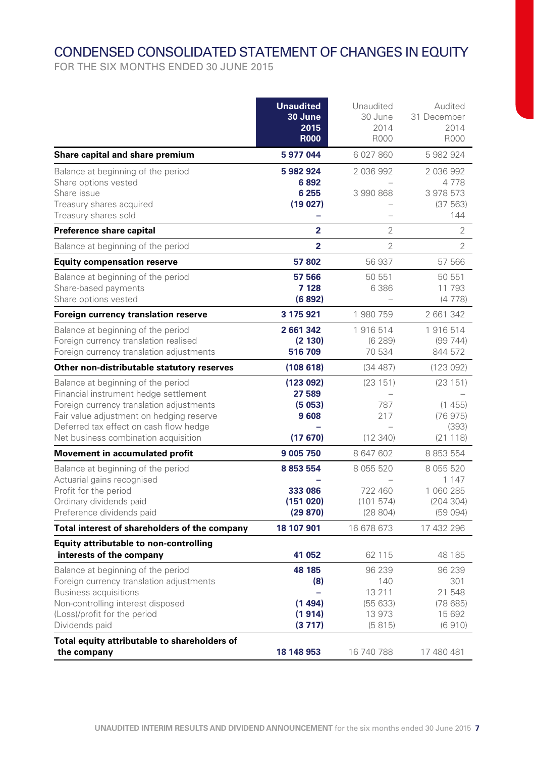# CONDENSED CONSOLIDATED STATEMENT OF CHANGES IN EQUITY

FOR THE SIX MONTHS ENDED 30 JUNE 2015

| | **Unaudited 30 June 2015 R000** | Unaudited 30 June 2014 R000 | Audited 31 December 2014 R000 |
|---|---|---|---|
| **Share capital and share premium** | **5 977 044** | 6 027 860 | 5 982 924 |
| Balance at beginning of the period | **5 982 924** | 2 036 992 | 2 036 992 |
| Share options vested | **6 892** | – | 4 778 |
| Share issue | **6 255** | 3 990 868 | 3 978 573 |
| Treasury shares acquired | **(19 027)** | – | (37 563) |
| Treasury shares sold | **–** | – | 144 |
| **Preference share capital** | **2** | 2 | 2 |
| Balance at beginning of the period | **2** | 2 | 2 |
| **Equity compensation reserve** | **57 802** | 56 937 | 57 566 |
| Balance at beginning of the period | **57 566** | 50 551 | 50 551 |
| Share-based payments | **7 128** | 6 386 | 11 793 |
| Share options vested | **(6 892)** | – | (4 778) |
| **Foreign currency translation reserve** | **3 175 921** | 1 980 759 | 2 661 342 |
| Balance at beginning of the period | **2 661 342** | 1 916 514 | 1 916 514 |
| Foreign currency translation realised | **(2 130)** | (6 289) | (99 744) |
| Foreign currency translation adjustments | **516 709** | 70 534 | 844 572 |
| **Other non-distributable statutory reserves** | **(108 618)** | (34 487) | (123 092) |
| Balance at beginning of the period | **(123 092)** | (23 151) | (23 151) |
| Financial instrument hedge settlement | **27 589** | – | – |
| Foreign currency translation adjustments | **(5 053)** | 787 | (1 455) |
| Fair value adjustment on hedging reserve | **9 608** | 217 | (76 975) |
| Deferred tax effect on cash flow hedge | **–** | – | (393) |
| Net business combination acquisition | **(17 670)** | (12 340) | (21 118) |
| **Movement in accumulated profit** | **9 005 750** | 8 647 602 | 8 853 554 |
| Balance at beginning of the period | **8 853 554** | 8 055 520 | 8 055 520 |
| Actuarial gains recognised | **–** | – | 1 147 |
| Profit for the period | **333 086** | 722 460 | 1 060 285 |
| Ordinary dividends paid | **(151 020)** | (101 574) | (204 304) |
| Preference dividends paid | **(29 870)** | (28 804) | (59 094) |
| **Total interest of shareholders of the company** | **18 107 901** | 16 678 673 | 17 432 296 |
| **Equity attributable to non-controlling interests of the company** | **41 052** | 62 115 | 48 185 |
| Balance at beginning of the period | **48 185** | 96 239 | 96 239 |
| Foreign currency translation adjustments | **(8)** | 140 | 301 |
| Business acquisitions | **–** | 13 211 | 21 548 |
| Non-controlling interest disposed | **(1 494)** | (55 633) | (78 685) |
| (Loss)/profit for the period | **(1 914)** | 13 973 | 15 692 |
| Dividends paid | **(3 717)** | (5 815) | (6 910) |
| **Total equity attributable to shareholders of the company** | **18 148 953** | 16 740 788 | 17 480 481 |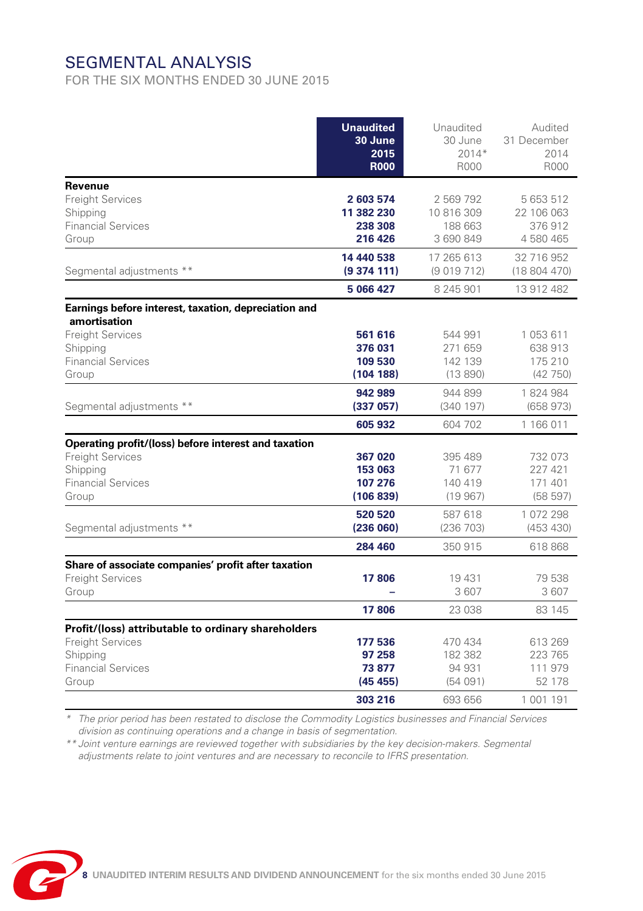# SEGMENTAL ANALYSIS

FOR THE SIX MONTHS ENDED 30 JUNE 2015

| | **Unaudited 30 June 2015 R000** | Unaudited 30 June 2014* R000 | Audited 31 December 2014 R000 |
|---|---|---|---|
| **Revenue** | | | |
| Freight Services | **2 603 574** | 2 569 792 | 5 653 512 |
| Shipping | **11 382 230** | 10 816 309 | 22 106 063 |
| Financial Services | **238 308** | 188 663 | 376 912 |
| Group | **216 426** | 3 690 849 | 4 580 465 |
| | **14 440 538** | 17 265 613 | 32 716 952 |
| Segmental adjustments ** | **(9 374 111)** | (9 019 712) | (18 804 470) |
| | **5 066 427** | 8 245 901 | 13 912 482 |
| **Earnings before interest, taxation, depreciation and amortisation** | | | |
| Freight Services | **561 616** | 544 991 | 1 053 611 |
| Shipping | **376 031** | 271 659 | 638 913 |
| Financial Services | **109 530** | 142 139 | 175 210 |
| Group | **(104 188)** | (13 890) | (42 750) |
| | **942 989** | 944 899 | 1 824 984 |
| Segmental adjustments ** | **(337 057)** | (340 197) | (658 973) |
| | **605 932** | 604 702 | 1 166 011 |
| **Operating profit/(loss) before interest and taxation** | | | |
| Freight Services | **367 020** | 395 489 | 732 073 |
| Shipping | **153 063** | 71 677 | 227 421 |
| Financial Services | **107 276** | 140 419 | 171 401 |
| Group | **(106 839)** | (19 967) | (58 597) |
| | **520 520** | 587 618 | 1 072 298 |
| Segmental adjustments ** | **(236 060)** | (236 703) | (453 430) |
| | **284 460** | 350 915 | 618 868 |
| **Share of associate companies' profit after taxation** | | | |
| Freight Services | **17 806** | 19 431 | 79 538 |
| Group | **–** | 3 607 | 3 607 |
| | **17 806** | 23 038 | 83 145 |
| **Profit/(loss) attributable to ordinary shareholders** | | | |
| Freight Services | **177 536** | 470 434 | 613 269 |
| Shipping | **97 258** | 182 382 | 223 765 |
| Financial Services | **73 877** | 94 931 | 111 979 |
| Group | **(45 455)** | (54 091) | 52 178 |
| | **303 216** | 693 656 | 1 001 191 |

*\* The prior period has been restated to disclose the Commodity Logistics businesses and Financial Services division as continuing operations and a change in basis of segmentation.*

*\*\* Joint venture earnings are reviewed together with subsidiaries by the key decision-makers. Segmental adjustments relate to joint ventures and are necessary to reconcile to IFRS presentation.*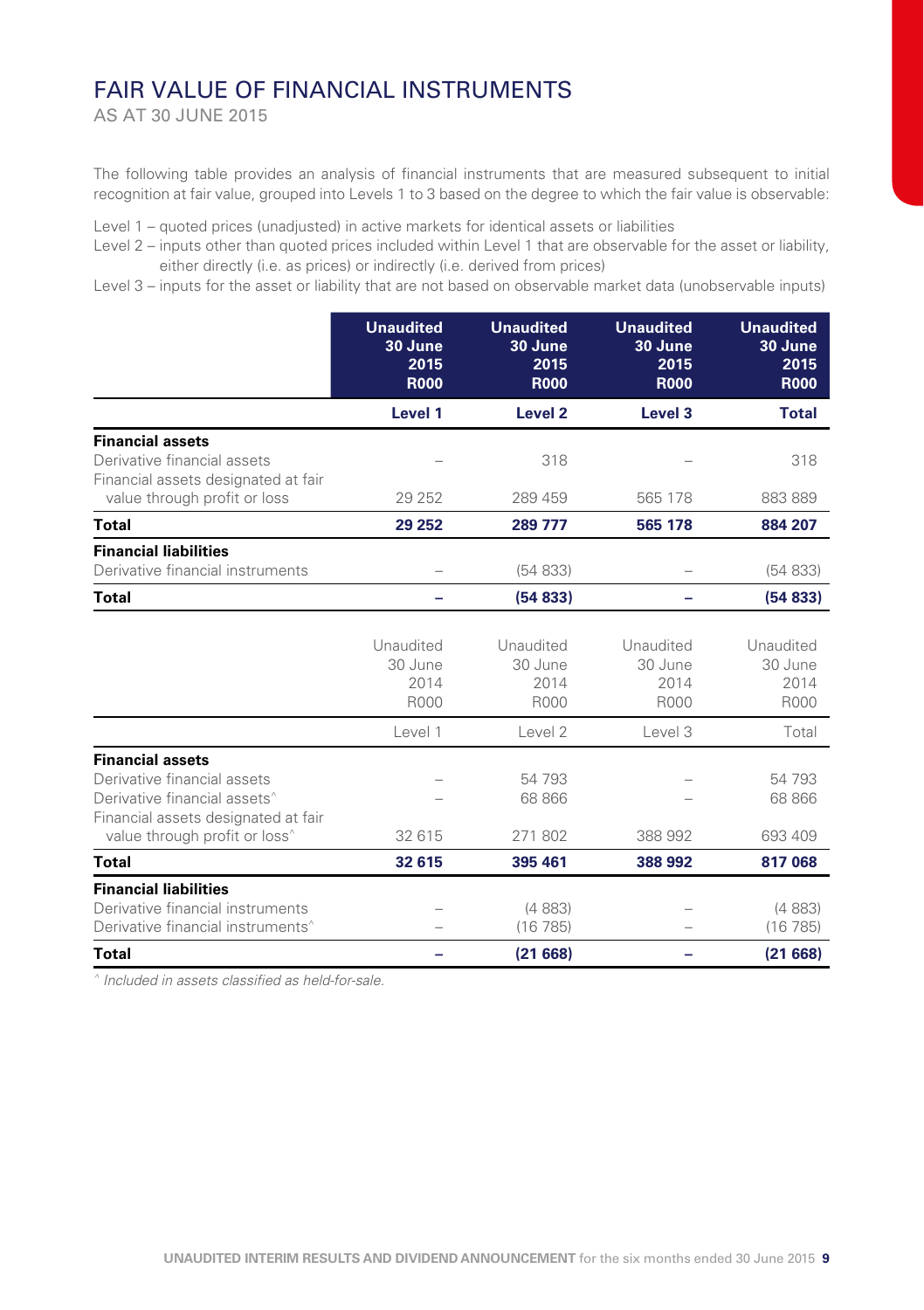# FAIR VALUE OF FINANCIAL INSTRUMENTS

AS AT 30 JUNE 2015

The following table provides an analysis of financial instruments that are measured subsequent to initial recognition at fair value, grouped into Levels 1 to 3 based on the degree to which the fair value is observable:

Level 1 – quoted prices (unadjusted) in active markets for identical assets or liabilities

Level 2 – inputs other than quoted prices included within Level 1 that are observable for the asset or liability, either directly (i.e. as prices) or indirectly (i.e. derived from prices)

Level 3 – inputs for the asset or liability that are not based on observable market data (unobservable inputs)

| | **Unaudited 30 June 2015 R000** | **Unaudited 30 June 2015 R000** | **Unaudited 30 June 2015 R000** | **Unaudited 30 June 2015 R000** |
|---|---|---|---|---|
| | **Level 1** | **Level 2** | **Level 3** | **Total** |
| **Financial assets** | | | | |
| Derivative financial assets | – | 318 | – | 318 |
| Financial assets designated at fair value through profit or loss | 29 252 | 289 459 | 565 178 | 883 889 |
| **Total** | **29 252** | **289 777** | **565 178** | **884 207** |
| **Financial liabilities** | | | | |
| Derivative financial instruments | – | (54 833) | – | (54 833) |
| **Total** | **–** | **(54 833)** | **–** | **(54 833)** |

| | Unaudited 30 June 2014 R000 | Unaudited 30 June 2014 R000 | Unaudited 30 June 2014 R000 | Unaudited 30 June 2014 R000 |
|---|---|---|---|---|
| | Level 1 | Level 2 | Level 3 | Total |
| **Financial assets** | | | | |
| Derivative financial assets | – | 54 793 | – | 54 793 |
| Derivative financial assets^ | – | 68 866 | – | 68 866 |
| Financial assets designated at fair value through profit or loss^ | 32 615 | 271 802 | 388 992 | 693 409 |
| **Total** | **32 615** | **395 461** | **388 992** | **817 068** |
| **Financial liabilities** | | | | |
| Derivative financial instruments | – | (4 883) | – | (4 883) |
| Derivative financial instruments^ | – | (16 785) | – | (16 785) |
| **Total** | **–** | **(21 668)** | **–** | **(21 668)** |

*^ Included in assets classified as held-for-sale.*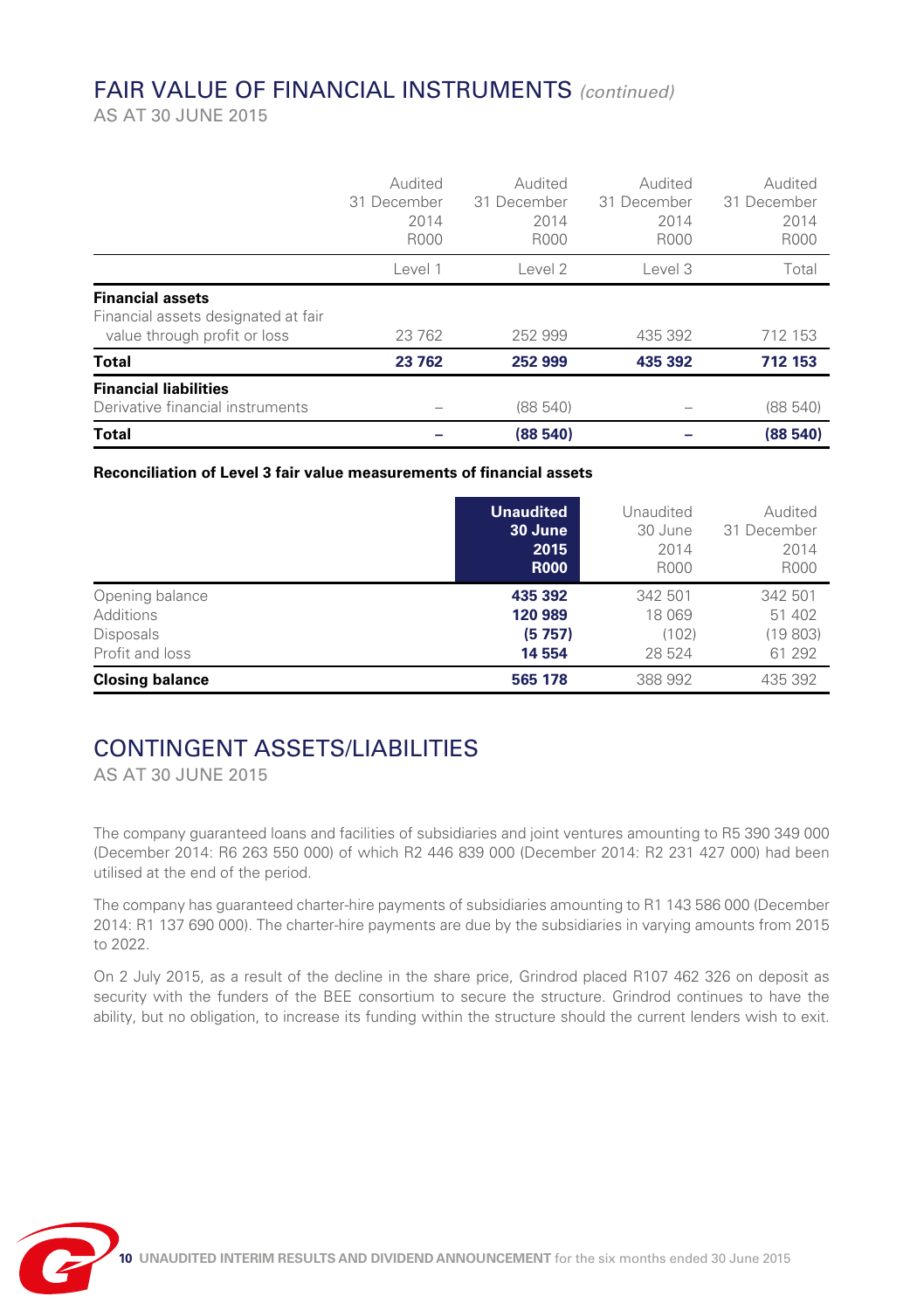## FAIR VALUE OF FINANCIAL INSTRUMENTS *(continued)*

AS AT 30 JUNE 2015

| | Audited 31 December 2014 R000 | Audited 31 December 2014 R000 | Audited 31 December 2014 R000 | Audited 31 December 2014 R000 |
|---|---|---|---|---|
| | Level 1 | Level 2 | Level 3 | Total |
| **Financial assets** | | | | |
| Financial assets designated at fair value through profit or loss | 23 762 | 252 999 | 435 392 | 712 153 |
| **Total** | **23 762** | **252 999** | **435 392** | **712 153** |
| **Financial liabilities** | | | | |
| Derivative financial instruments | – | (88 540) | – | (88 540) |
| **Total** | **–** | **(88 540)** | **–** | **(88 540)** |

**Reconciliation of Level 3 fair value measurements of financial assets**

| | **Unaudited 30 June 2015 R000** | Unaudited 30 June 2014 R000 | Audited 31 December 2014 R000 |
|---|---|---|---|
| Opening balance | **435 392** | 342 501 | 342 501 |
| Additions | **120 989** | 18 069 | 51 402 |
| Disposals | **(5 757)** | (102) | (19 803) |
| Profit and loss | **14 554** | 28 524 | 61 292 |
| **Closing balance** | **565 178** | 388 992 | 435 392 |

## CONTINGENT ASSETS/LIABILITIES

AS AT 30 JUNE 2015

The company guaranteed loans and facilities of subsidiaries and joint ventures amounting to R5 390 349 000 (December 2014: R6 263 550 000) of which R2 446 839 000 (December 2014: R2 231 427 000) had been utilised at the end of the period.

The company has guaranteed charter-hire payments of subsidiaries amounting to R1 143 586 000 (December 2014: R1 137 690 000). The charter-hire payments are due by the subsidiaries in varying amounts from 2015 to 2022.

On 2 July 2015, as a result of the decline in the share price, Grindrod placed R107 462 326 on deposit as security with the funders of the BEE consortium to secure the structure. Grindrod continues to have the ability, but no obligation, to increase its funding within the structure should the current lenders wish to exit.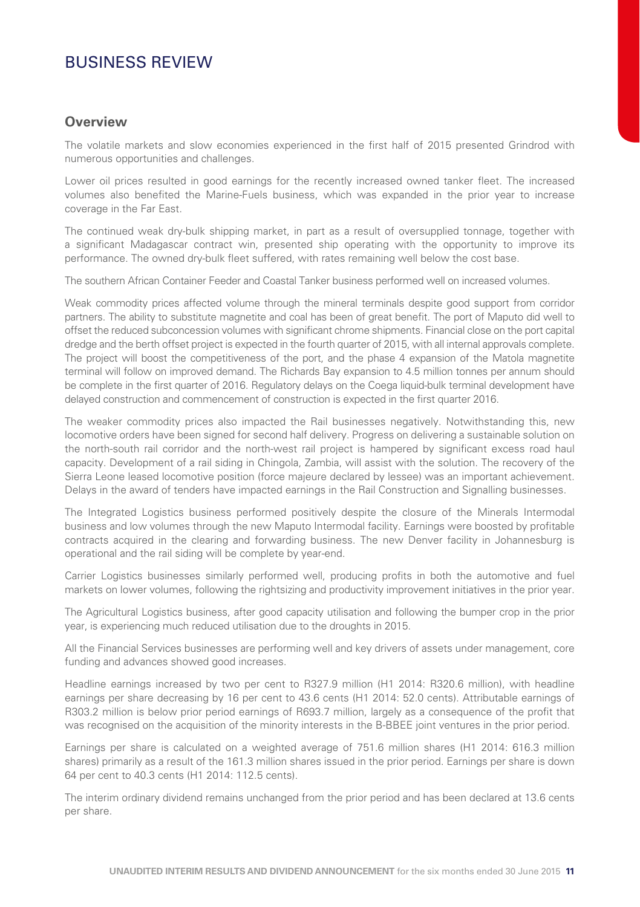# BUSINESS REVIEW

## Overview

The volatile markets and slow economies experienced in the first half of 2015 presented Grindrod with numerous opportunities and challenges.

Lower oil prices resulted in good earnings for the recently increased owned tanker fleet. The increased volumes also benefited the Marine-Fuels business, which was expanded in the prior year to increase coverage in the Far East.

The continued weak dry-bulk shipping market, in part as a result of oversupplied tonnage, together with a significant Madagascar contract win, presented ship operating with the opportunity to improve its performance. The owned dry-bulk fleet suffered, with rates remaining well below the cost base.

The southern African Container Feeder and Coastal Tanker business performed well on increased volumes.

Weak commodity prices affected volume through the mineral terminals despite good support from corridor partners. The ability to substitute magnetite and coal has been of great benefit. The port of Maputo did well to offset the reduced subconcession volumes with significant chrome shipments. Financial close on the port capital dredge and the berth offset project is expected in the fourth quarter of 2015, with all internal approvals complete. The project will boost the competitiveness of the port, and the phase 4 expansion of the Matola magnetite terminal will follow on improved demand. The Richards Bay expansion to 4.5 million tonnes per annum should be complete in the first quarter of 2016. Regulatory delays on the Coega liquid-bulk terminal development have delayed construction and commencement of construction is expected in the first quarter 2016.

The weaker commodity prices also impacted the Rail businesses negatively. Notwithstanding this, new locomotive orders have been signed for second half delivery. Progress on delivering a sustainable solution on the north-south rail corridor and the north-west rail project is hampered by significant excess road haul capacity. Development of a rail siding in Chingola, Zambia, will assist with the solution. The recovery of the Sierra Leone leased locomotive position (force majeure declared by lessee) was an important achievement. Delays in the award of tenders have impacted earnings in the Rail Construction and Signalling businesses.

The Integrated Logistics business performed positively despite the closure of the Minerals Intermodal business and low volumes through the new Maputo Intermodal facility. Earnings were boosted by profitable contracts acquired in the clearing and forwarding business. The new Denver facility in Johannesburg is operational and the rail siding will be complete by year-end.

Carrier Logistics businesses similarly performed well, producing profits in both the automotive and fuel markets on lower volumes, following the rightsizing and productivity improvement initiatives in the prior year.

The Agricultural Logistics business, after good capacity utilisation and following the bumper crop in the prior year, is experiencing much reduced utilisation due to the droughts in 2015.

All the Financial Services businesses are performing well and key drivers of assets under management, core funding and advances showed good increases.

Headline earnings increased by two per cent to R327.9 million (H1 2014: R320.6 million), with headline earnings per share decreasing by 16 per cent to 43.6 cents (H1 2014: 52.0 cents). Attributable earnings of R303.2 million is below prior period earnings of R693.7 million, largely as a consequence of the profit that was recognised on the acquisition of the minority interests in the B-BBEE joint ventures in the prior period.

Earnings per share is calculated on a weighted average of 751.6 million shares (H1 2014: 616.3 million shares) primarily as a result of the 161.3 million shares issued in the prior period. Earnings per share is down 64 per cent to 40.3 cents (H1 2014: 112.5 cents).

The interim ordinary dividend remains unchanged from the prior period and has been declared at 13.6 cents per share.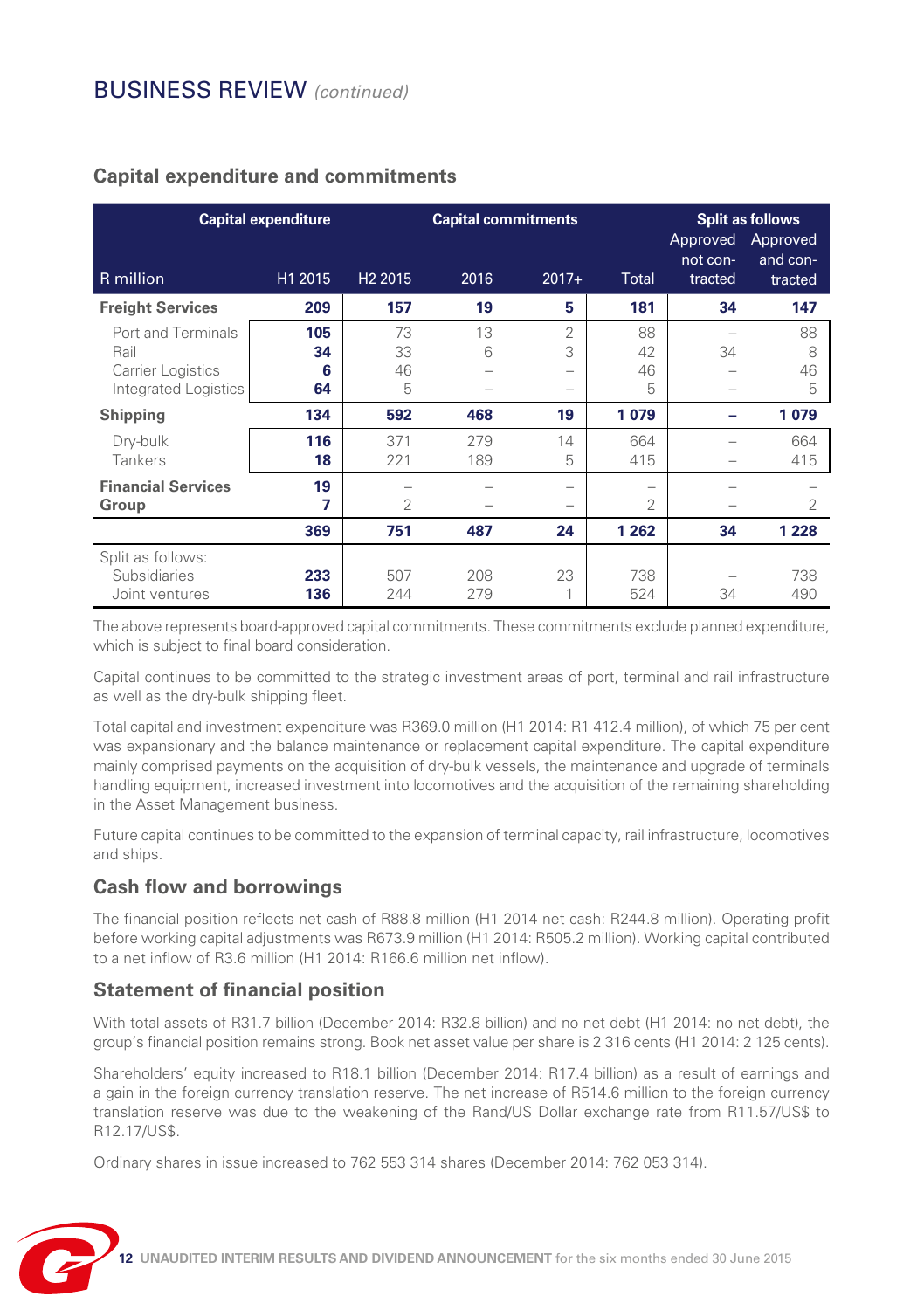## BUSINESS REVIEW *(continued)*

### Capital expenditure and commitments

| R million | Capital expenditure H1 2015 | Capital commitments H2 2015 | 2016 | 2017+ | Total | Split as follows: Approved not contracted | Approved and contracted |
|---|---|---|---|---|---|---|---|
| **Freight Services** | **209** | **157** | **19** | **5** | **181** | **34** | **147** |
| Port and Terminals | **105** | 73 | 13 | 2 | 88 | – | 88 |
| Rail | **34** | 33 | 6 | 3 | 42 | 34 | 8 |
| Carrier Logistics | **6** | 46 | – | – | 46 | – | 46 |
| Integrated Logistics | **64** | 5 | – | – | 5 | – | 5 |
| **Shipping** | **134** | **592** | **468** | **19** | **1 079** | **–** | **1 079** |
| Dry-bulk | **116** | 371 | 279 | 14 | 664 | – | 664 |
| Tankers | **18** | 221 | 189 | 5 | 415 | – | 415 |
| **Financial Services** | **19** | – | – | – | – | – | – |
| **Group** | **7** | 2 | – | – | 2 | – | 2 |
| | **369** | **751** | **487** | **24** | **1 262** | **34** | **1 228** |
| Split as follows: | | | | | | | |
| Subsidiaries | **233** | 507 | 208 | 23 | 738 | – | 738 |
| Joint ventures | **136** | 244 | 279 | 1 | 524 | 34 | 490 |

The above represents board-approved capital commitments. These commitments exclude planned expenditure, which is subject to final board consideration.

Capital continues to be committed to the strategic investment areas of port, terminal and rail infrastructure as well as the dry-bulk shipping fleet.

Total capital and investment expenditure was R369.0 million (H1 2014: R1 412.4 million), of which 75 per cent was expansionary and the balance maintenance or replacement capital expenditure. The capital expenditure mainly comprised payments on the acquisition of dry-bulk vessels, the maintenance and upgrade of terminals handling equipment, increased investment into locomotives and the acquisition of the remaining shareholding in the Asset Management business.

Future capital continues to be committed to the expansion of terminal capacity, rail infrastructure, locomotives and ships.

### Cash flow and borrowings

The financial position reflects net cash of R88.8 million (H1 2014 net cash: R244.8 million). Operating profit before working capital adjustments was R673.9 million (H1 2014: R505.2 million). Working capital contributed to a net inflow of R3.6 million (H1 2014: R166.6 million net inflow).

### Statement of financial position

With total assets of R31.7 billion (December 2014: R32.8 billion) and no net debt (H1 2014: no net debt), the group's financial position remains strong. Book net asset value per share is 2 316 cents (H1 2014: 2 125 cents).

Shareholders' equity increased to R18.1 billion (December 2014: R17.4 billion) as a result of earnings and a gain in the foreign currency translation reserve. The net increase of R514.6 million to the foreign currency translation reserve was due to the weakening of the Rand/US Dollar exchange rate from R11.57/US$ to R12.17/US$.

Ordinary shares in issue increased to 762 553 314 shares (December 2014: 762 053 314).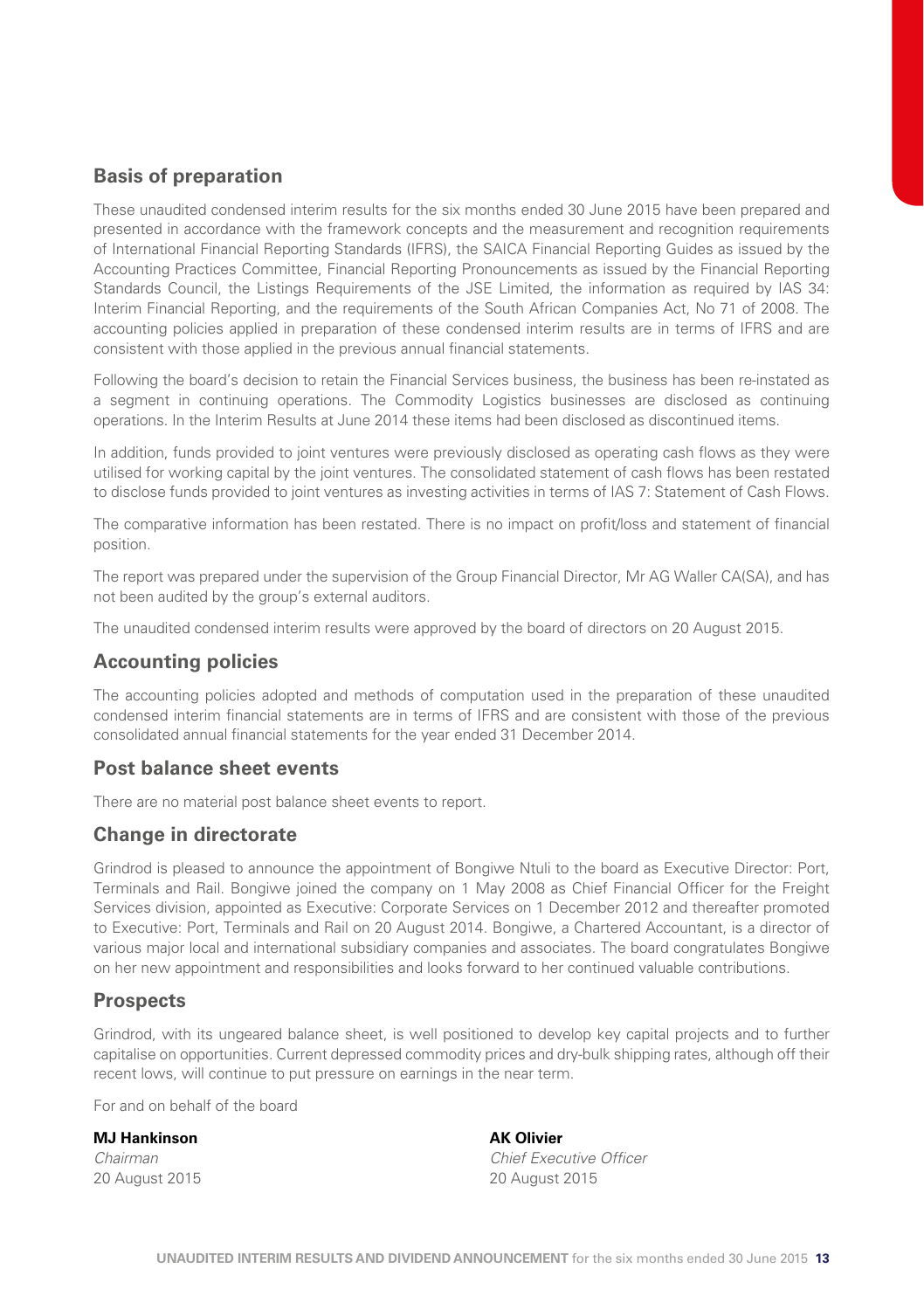## Basis of preparation

These unaudited condensed interim results for the six months ended 30 June 2015 have been prepared and presented in accordance with the framework concepts and the measurement and recognition requirements of International Financial Reporting Standards (IFRS), the SAICA Financial Reporting Guides as issued by the Accounting Practices Committee, Financial Reporting Pronouncements as issued by the Financial Reporting Standards Council, the Listings Requirements of the JSE Limited, the information as required by IAS 34: Interim Financial Reporting, and the requirements of the South African Companies Act, No 71 of 2008. The accounting policies applied in preparation of these condensed interim results are in terms of IFRS and are consistent with those applied in the previous annual financial statements.

Following the board's decision to retain the Financial Services business, the business has been re-instated as a segment in continuing operations. The Commodity Logistics businesses are disclosed as continuing operations. In the Interim Results at June 2014 these items had been disclosed as discontinued items.

In addition, funds provided to joint ventures were previously disclosed as operating cash flows as they were utilised for working capital by the joint ventures. The consolidated statement of cash flows has been restated to disclose funds provided to joint ventures as investing activities in terms of IAS 7: Statement of Cash Flows.

The comparative information has been restated. There is no impact on profit/loss and statement of financial position.

The report was prepared under the supervision of the Group Financial Director, Mr AG Waller CA(SA), and has not been audited by the group's external auditors.

The unaudited condensed interim results were approved by the board of directors on 20 August 2015.

## Accounting policies

The accounting policies adopted and methods of computation used in the preparation of these unaudited condensed interim financial statements are in terms of IFRS and are consistent with those of the previous consolidated annual financial statements for the year ended 31 December 2014.

## Post balance sheet events

There are no material post balance sheet events to report.

## Change in directorate

Grindrod is pleased to announce the appointment of Bongiwe Ntuli to the board as Executive Director: Port, Terminals and Rail. Bongiwe joined the company on 1 May 2008 as Chief Financial Officer for the Freight Services division, appointed as Executive: Corporate Services on 1 December 2012 and thereafter promoted to Executive: Port, Terminals and Rail on 20 August 2014. Bongiwe, a Chartered Accountant, is a director of various major local and international subsidiary companies and associates. The board congratulates Bongiwe on her new appointment and responsibilities and looks forward to her continued valuable contributions.

## Prospects

Grindrod, with its ungeared balance sheet, is well positioned to develop key capital projects and to further capitalise on opportunities. Current depressed commodity prices and dry-bulk shipping rates, although off their recent lows, will continue to put pressure on earnings in the near term.

For and on behalf of the board

**MJ Hankinson**
*Chairman*
20 August 2015

**AK Olivier**
*Chief Executive Officer*
20 August 2015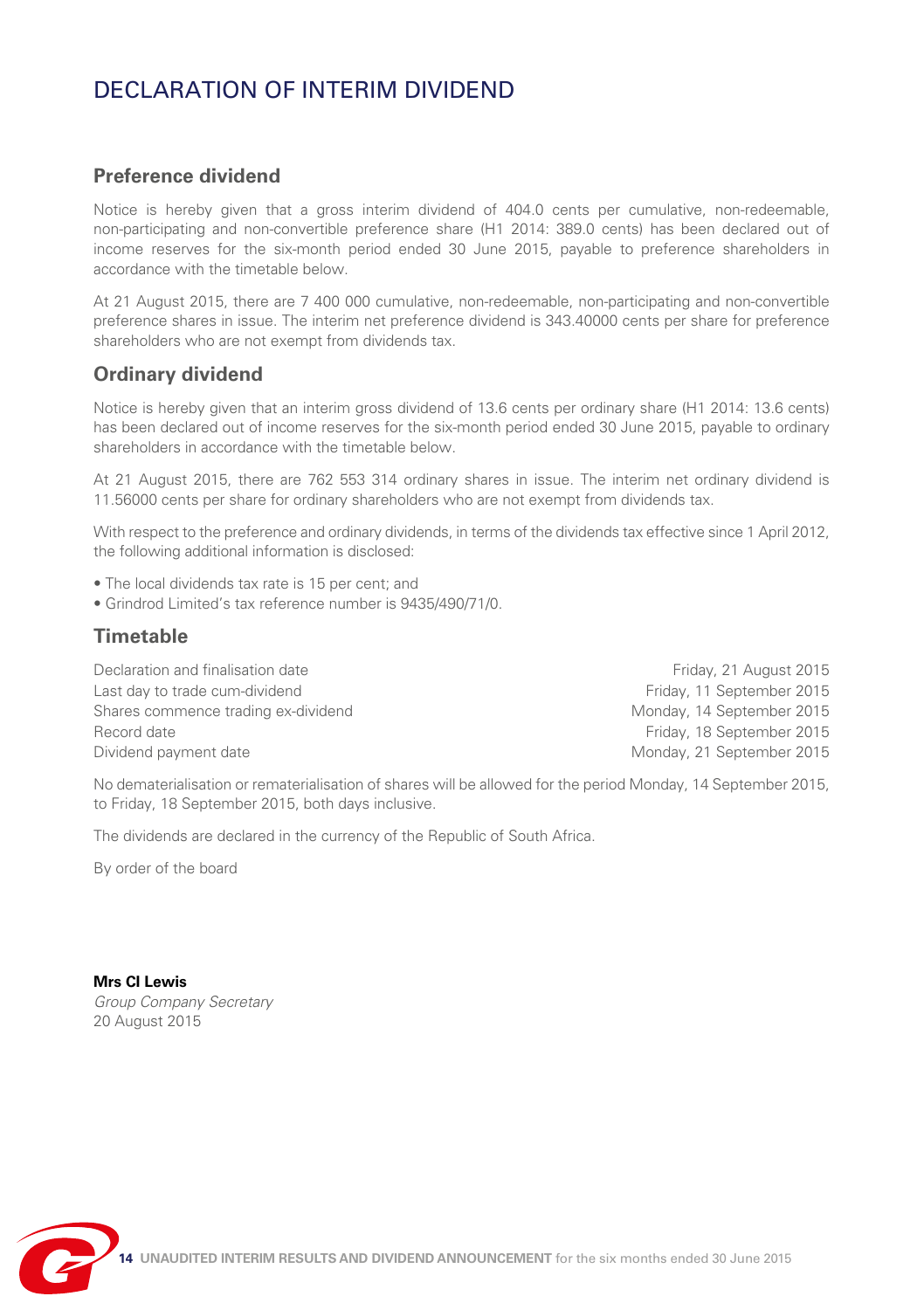# DECLARATION OF INTERIM DIVIDEND

## Preference dividend

Notice is hereby given that a gross interim dividend of 404.0 cents per cumulative, non-redeemable, non-participating and non-convertible preference share (H1 2014: 389.0 cents) has been declared out of income reserves for the six-month period ended 30 June 2015, payable to preference shareholders in accordance with the timetable below.

At 21 August 2015, there are 7 400 000 cumulative, non-redeemable, non-participating and non-convertible preference shares in issue. The interim net preference dividend is 343.40000 cents per share for preference shareholders who are not exempt from dividends tax.

## Ordinary dividend

Notice is hereby given that an interim gross dividend of 13.6 cents per ordinary share (H1 2014: 13.6 cents) has been declared out of income reserves for the six-month period ended 30 June 2015, payable to ordinary shareholders in accordance with the timetable below.

At 21 August 2015, there are 762 553 314 ordinary shares in issue. The interim net ordinary dividend is 11.56000 cents per share for ordinary shareholders who are not exempt from dividends tax.

With respect to the preference and ordinary dividends, in terms of the dividends tax effective since 1 April 2012, the following additional information is disclosed:

- The local dividends tax rate is 15 per cent; and
- Grindrod Limited's tax reference number is 9435/490/71/0.

## Timetable

| | |
|---|---|
| Declaration and finalisation date | Friday, 21 August 2015 |
| Last day to trade cum-dividend | Friday, 11 September 2015 |
| Shares commence trading ex-dividend | Monday, 14 September 2015 |
| Record date | Friday, 18 September 2015 |
| Dividend payment date | Monday, 21 September 2015 |

No dematerialisation or rematerialisation of shares will be allowed for the period Monday, 14 September 2015, to Friday, 18 September 2015, both days inclusive.

The dividends are declared in the currency of the Republic of South Africa.

By order of the board

**Mrs CI Lewis**
*Group Company Secretary*
20 August 2015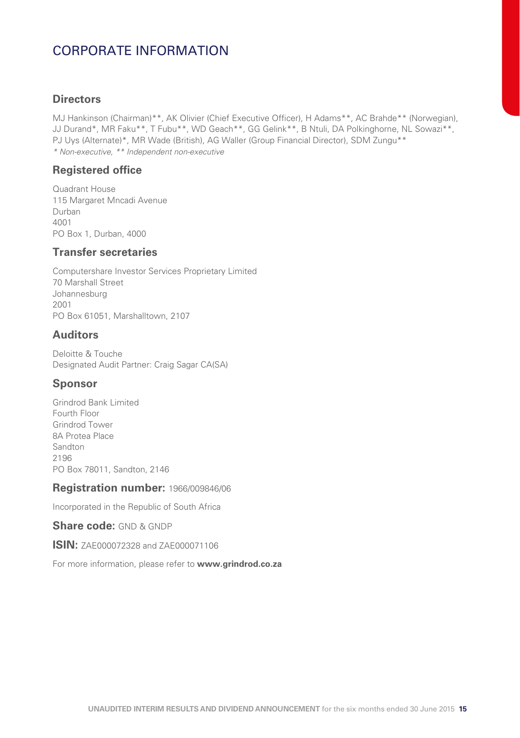# CORPORATE INFORMATION

## Directors

MJ Hankinson (Chairman)**, AK Olivier (Chief Executive Officer), H Adams**, AC Brahde** (Norwegian), JJ Durand*, MR Faku**, T Fubu**, WD Geach**, GG Gelink**, B Ntuli, DA Polkinghorne, NL Sowazi**, PJ Uys (Alternate)*, MR Wade (British), AG Waller (Group Financial Director), SDM Zungu**

*\* Non-executive, ** Independent non-executive*

## Registered office

Quadrant House
115 Margaret Mncadi Avenue
Durban
4001
PO Box 1, Durban, 4000

## Transfer secretaries

Computershare Investor Services Proprietary Limited
70 Marshall Street
Johannesburg
2001
PO Box 61051, Marshalltown, 2107

## Auditors

Deloitte & Touche
Designated Audit Partner: Craig Sagar CA(SA)

## Sponsor

Grindrod Bank Limited
Fourth Floor
Grindrod Tower
8A Protea Place
Sandton
2196
PO Box 78011, Sandton, 2146

**Registration number:** 1966/009846/06

Incorporated in the Republic of South Africa

**Share code:** GND & GNDP

**ISIN:** ZAE000072328 and ZAE000071106

For more information, please refer to **www.grindrod.co.za**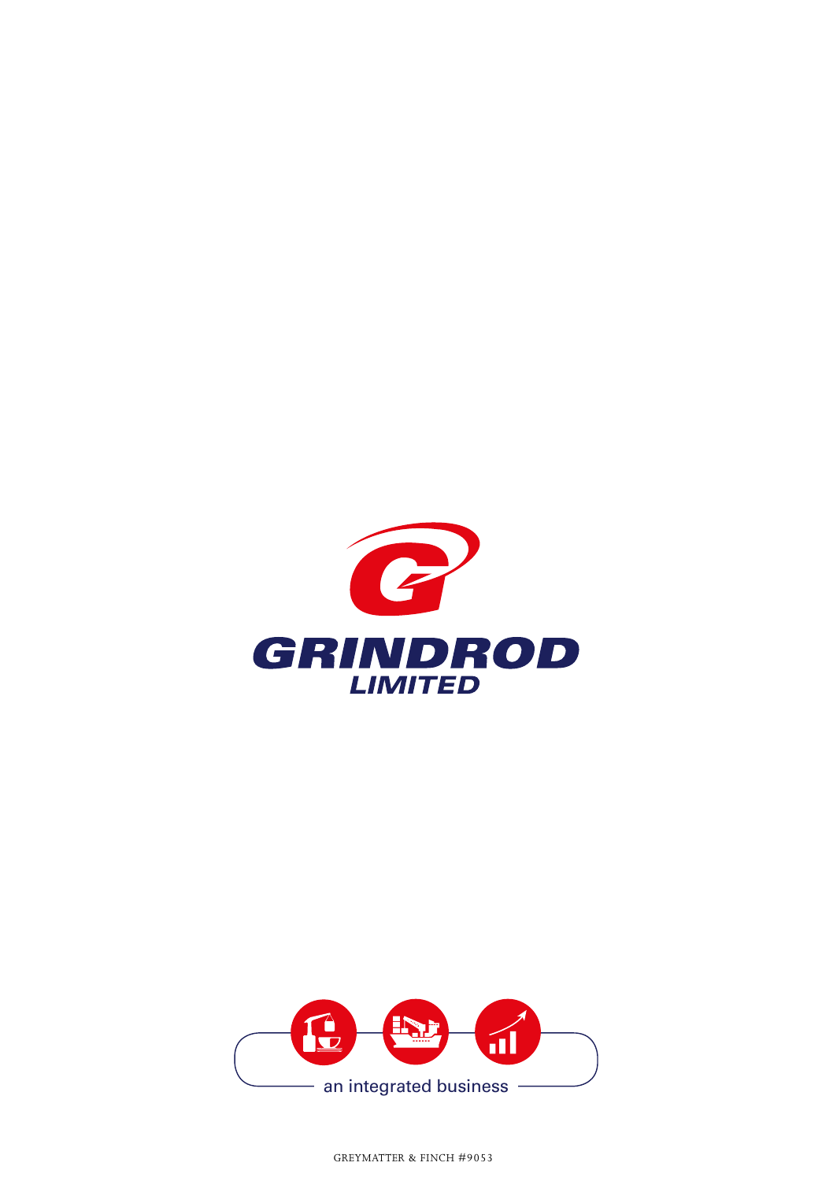GRINDROD

LIMITED

an integrated business

GREYMATTER & FINCH #9053